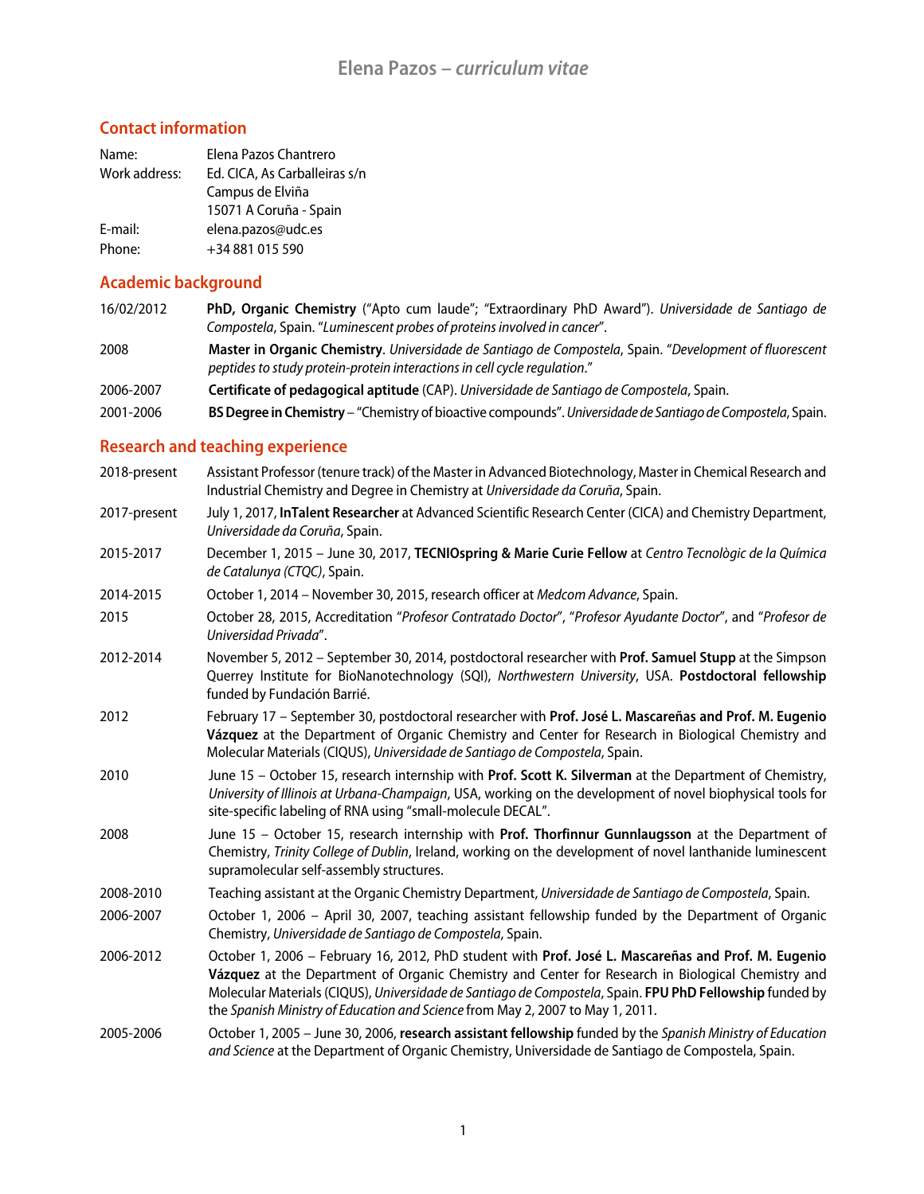# Elena Pazos – *curriculum vitae*

## Contact information

| | |
|---|---|
| Name: | Elena Pazos Chantrero |
| Work address: | Ed. CICA, As Carballeiras s/n<br>Campus de Elviña<br>15071 A Coruña - Spain |
| E-mail: | elena.pazos@udc.es |
| Phone: | +34 881 015 590 |

## Academic background

| | |
|---|---|
| 16/02/2012 | **PhD, Organic Chemistry** ("Apto cum laude"; "Extraordinary PhD Award"). *Universidade de Santiago de Compostela*, Spain. "*Luminescent probes of proteins involved in cancer*". |
| 2008 | **Master in Organic Chemistry**. *Universidade de Santiago de Compostela*, Spain. "*Development of fluorescent peptides to study protein-protein interactions in cell cycle regulation*." |
| 2006-2007 | **Certificate of pedagogical aptitude** (CAP). *Universidade de Santiago de Compostela*, Spain. |
| 2001-2006 | **BS Degree in Chemistry** – "Chemistry of bioactive compounds". *Universidade de Santiago de Compostela*, Spain. |

## Research and teaching experience

| | |
|---|---|
| 2018-present | Assistant Professor (tenure track) of the Master in Advanced Biotechnology, Master in Chemical Research and Industrial Chemistry and Degree in Chemistry at *Universidade da Coruña*, Spain. |
| 2017-present | July 1, 2017, **InTalent Researcher** at Advanced Scientific Research Center (CICA) and Chemistry Department, *Universidade da Coruña*, Spain. |
| 2015-2017 | December 1, 2015 – June 30, 2017, **TECNIOspring & Marie Curie Fellow** at *Centro Tecnològic de la Química de Catalunya (CTQC)*, Spain. |
| 2014-2015 | October 1, 2014 – November 30, 2015, research officer at *Medcom Advance*, Spain. |
| 2015 | October 28, 2015, Accreditation "*Profesor Contratado Doctor*", "*Profesor Ayudante Doctor*", and "*Profesor de Universidad Privada*". |
| 2012-2014 | November 5, 2012 – September 30, 2014, postdoctoral researcher with **Prof. Samuel Stupp** at the Simpson Querrey Institute for BioNanotechnology (SQI), *Northwestern University*, USA. **Postdoctoral fellowship** funded by Fundación Barrié. |
| 2012 | February 17 – September 30, postdoctoral researcher with **Prof. José L. Mascareñas and Prof. M. Eugenio Vázquez** at the Department of Organic Chemistry and Center for Research in Biological Chemistry and Molecular Materials (CIQUS), *Universidade de Santiago de Compostela*, Spain. |
| 2010 | June 15 – October 15, research internship with **Prof. Scott K. Silverman** at the Department of Chemistry, *University of Illinois at Urbana-Champaign*, USA, working on the development of novel biophysical tools for site-specific labeling of RNA using "small-molecule DECAL". |
| 2008 | June 15 – October 15, research internship with **Prof. Thorfinnur Gunnlaugsson** at the Department of Chemistry, *Trinity College of Dublin*, Ireland, working on the development of novel lanthanide luminescent supramolecular self-assembly structures. |
| 2008-2010 | Teaching assistant at the Organic Chemistry Department, *Universidade de Santiago de Compostela*, Spain. |
| 2006-2007 | October 1, 2006 – April 30, 2007, teaching assistant fellowship funded by the Department of Organic Chemistry, *Universidade de Santiago de Compostela*, Spain. |
| 2006-2012 | October 1, 2006 – February 16, 2012, PhD student with **Prof. José L. Mascareñas and Prof. M. Eugenio Vázquez** at the Department of Organic Chemistry and Center for Research in Biological Chemistry and Molecular Materials (CIQUS), *Universidade de Santiago de Compostela*, Spain. **FPU PhD Fellowship** funded by the *Spanish Ministry of Education and Science* from May 2, 2007 to May 1, 2011. |
| 2005-2006 | October 1, 2005 – June 30, 2006, **research assistant fellowship** funded by the *Spanish Ministry of Education and Science* at the Department of Organic Chemistry, Universidade de Santiago de Compostela, Spain. |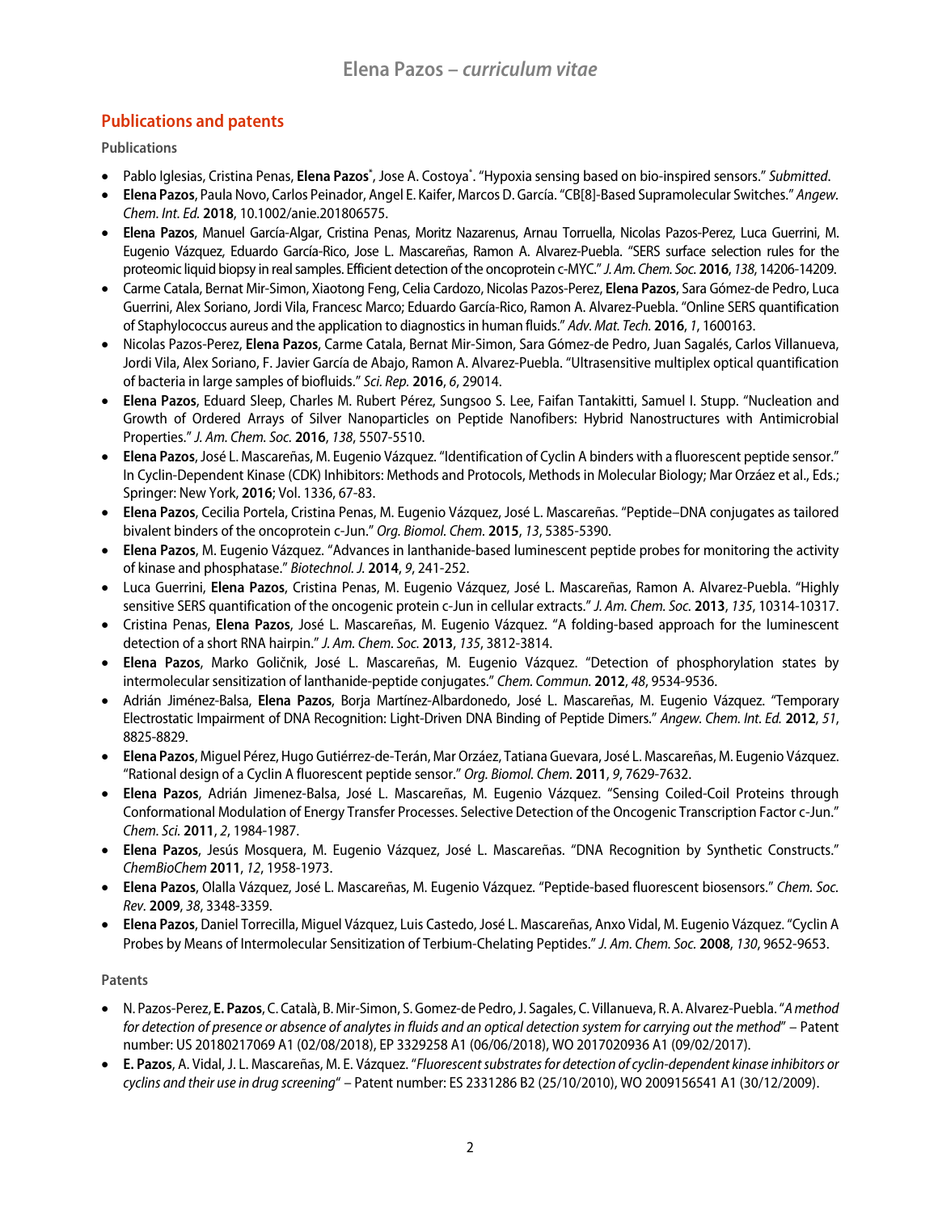## Publications and patents

### Publications

- Pablo Iglesias, Cristina Penas, **Elena Pazos**[*], Jose A. Costoya[*]. "Hypoxia sensing based on bio-inspired sensors." *Submitted*.
- **Elena Pazos**, Paula Novo, Carlos Peinador, Angel E. Kaifer, Marcos D. García. "CB[8]-Based Supramolecular Switches." *Angew. Chem. Int. Ed.* **2018**, 10.1002/anie.201806575.
- **Elena Pazos**, Manuel García-Algar, Cristina Penas, Moritz Nazarenus, Arnau Torruella, Nicolas Pazos-Perez, Luca Guerrini, M. Eugenio Vázquez, Eduardo García-Rico, Jose L. Mascareñas, Ramon A. Alvarez-Puebla. "SERS surface selection rules for the proteomic liquid biopsy in real samples. Efficient detection of the oncoprotein c-MYC." *J. Am. Chem. Soc.* **2016**, *138*, 14206-14209.
- Carme Catala, Bernat Mir-Simon, Xiaotong Feng, Celia Cardozo, Nicolas Pazos-Perez, **Elena Pazos**, Sara Gómez-de Pedro, Luca Guerrini, Alex Soriano, Jordi Vila, Francesc Marco; Eduardo García-Rico, Ramon A. Alvarez-Puebla. "Online SERS quantification of Staphylococcus aureus and the application to diagnostics in human fluids." *Adv. Mat. Tech.* **2016**, *1*, 1600163.
- Nicolas Pazos-Perez, **Elena Pazos**, Carme Catala, Bernat Mir-Simon, Sara Gómez-de Pedro, Juan Sagalés, Carlos Villanueva, Jordi Vila, Alex Soriano, F. Javier García de Abajo, Ramon A. Alvarez-Puebla. "Ultrasensitive multiplex optical quantification of bacteria in large samples of biofluids." *Sci. Rep.* **2016**, *6*, 29014.
- **Elena Pazos**, Eduard Sleep, Charles M. Rubert Pérez, Sungsoo S. Lee, Faifan Tantakitti, Samuel I. Stupp. "Nucleation and Growth of Ordered Arrays of Silver Nanoparticles on Peptide Nanofibers: Hybrid Nanostructures with Antimicrobial Properties." *J. Am. Chem. Soc.* **2016**, *138*, 5507-5510.
- **Elena Pazos**, José L. Mascareñas, M. Eugenio Vázquez. "Identification of Cyclin A binders with a fluorescent peptide sensor." In Cyclin-Dependent Kinase (CDK) Inhibitors: Methods and Protocols, Methods in Molecular Biology; Mar Orzáez et al., Eds.; Springer: New York, **2016**; Vol. 1336, 67-83.
- **Elena Pazos**, Cecilia Portela, Cristina Penas, M. Eugenio Vázquez, José L. Mascareñas. "Peptide–DNA conjugates as tailored bivalent binders of the oncoprotein c-Jun." *Org. Biomol. Chem.* **2015**, *13*, 5385-5390.
- **Elena Pazos**, M. Eugenio Vázquez. "Advances in lanthanide-based luminescent peptide probes for monitoring the activity of kinase and phosphatase." *Biotechnol. J.* **2014**, *9*, 241-252.
- Luca Guerrini, **Elena Pazos**, Cristina Penas, M. Eugenio Vázquez, José L. Mascareñas, Ramon A. Alvarez-Puebla. "Highly sensitive SERS quantification of the oncogenic protein c-Jun in cellular extracts." *J. Am. Chem. Soc.* **2013**, *135*, 10314-10317.
- Cristina Penas, **Elena Pazos**, José L. Mascareñas, M. Eugenio Vázquez. "A folding-based approach for the luminescent detection of a short RNA hairpin." *J. Am. Chem. Soc.* **2013**, *135*, 3812-3814.
- **Elena Pazos**, Marko Goličnik, José L. Mascareñas, M. Eugenio Vázquez. "Detection of phosphorylation states by intermolecular sensitization of lanthanide-peptide conjugates." *Chem. Commun.* **2012**, *48*, 9534-9536.
- Adrián Jiménez-Balsa, **Elena Pazos**, Borja Martínez-Albardonedo, José L. Mascareñas, M. Eugenio Vázquez. "Temporary Electrostatic Impairment of DNA Recognition: Light-Driven DNA Binding of Peptide Dimers." *Angew. Chem. Int. Ed.* **2012**, *51*, 8825-8829.
- **Elena Pazos**, Miguel Pérez, Hugo Gutiérrez-de-Terán, Mar Orzáez, Tatiana Guevara, José L. Mascareñas, M. Eugenio Vázquez. "Rational design of a Cyclin A fluorescent peptide sensor." *Org. Biomol. Chem.* **2011**, *9*, 7629-7632.
- **Elena Pazos**, Adrián Jimenez-Balsa, José L. Mascareñas, M. Eugenio Vázquez. "Sensing Coiled-Coil Proteins through Conformational Modulation of Energy Transfer Processes. Selective Detection of the Oncogenic Transcription Factor c-Jun." *Chem. Sci.* **2011**, *2*, 1984-1987.
- **Elena Pazos**, Jesús Mosquera, M. Eugenio Vázquez, José L. Mascareñas. "DNA Recognition by Synthetic Constructs." *ChemBioChem* **2011**, *12*, 1958-1973.
- **Elena Pazos**, Olalla Vázquez, José L. Mascareñas, M. Eugenio Vázquez. "Peptide-based fluorescent biosensors." *Chem. Soc. Rev.* **2009**, *38*, 3348-3359.
- **Elena Pazos**, Daniel Torrecilla, Miguel Vázquez, Luis Castedo, José L. Mascareñas, Anxo Vidal, M. Eugenio Vázquez. "Cyclin A Probes by Means of Intermolecular Sensitization of Terbium-Chelating Peptides." *J. Am. Chem. Soc.* **2008**, *130*, 9652-9653.

### Patents

- N. Pazos-Perez, **E. Pazos**, C. Català, B. Mir-Simon, S. Gomez-de Pedro, J. Sagales, C. Villanueva, R. A. Alvarez-Puebla. "*A method for detection of presence or absence of analytes in fluids and an optical detection system for carrying out the method*" – Patent number: US 20180217069 A1 (02/08/2018), EP 3329258 A1 (06/06/2018), WO 2017020936 A1 (09/02/2017).
- **E. Pazos**, A. Vidal, J. L. Mascareñas, M. E. Vázquez. "*Fluorescent substrates for detection of cyclin-dependent kinase inhibitors or cyclins and their use in drug screening*" – Patent number: ES 2331286 B2 (25/10/2010), WO 2009156541 A1 (30/12/2009).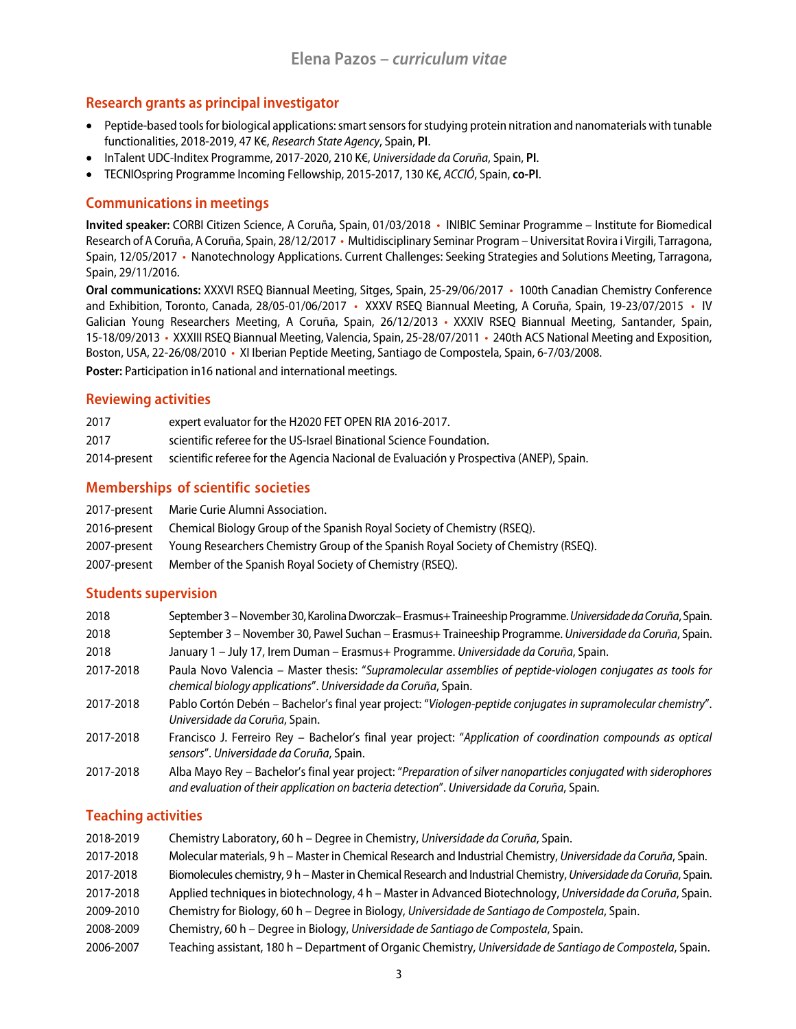## Research grants as principal investigator

- Peptide-based tools for biological applications: smart sensors for studying protein nitration and nanomaterials with tunable functionalities, 2018-2019, 47 K€, *Research State Agency*, Spain, **PI**.
- InTalent UDC-Inditex Programme, 2017-2020, 210 K€, *Universidade da Coruña*, Spain, **PI**.
- TECNIOspring Programme Incoming Fellowship, 2015-2017, 130 K€, *ACCIÓ*, Spain, **co-PI**.

## Communications in meetings

**Invited speaker:** CORBI Citizen Science, A Coruña, Spain, 01/03/2018 • INIBIC Seminar Programme – Institute for Biomedical Research of A Coruña, A Coruña, Spain, 28/12/2017 • Multidisciplinary Seminar Program – Universitat Rovira i Virgili, Tarragona, Spain, 12/05/2017 • Nanotechnology Applications. Current Challenges: Seeking Strategies and Solutions Meeting, Tarragona, Spain, 29/11/2016.

**Oral communications:** XXXVI RSEQ Biannual Meeting, Sitges, Spain, 25-29/06/2017 • 100th Canadian Chemistry Conference and Exhibition, Toronto, Canada, 28/05-01/06/2017 • XXXV RSEQ Biannual Meeting, A Coruña, Spain, 19-23/07/2015 • IV Galician Young Researchers Meeting, A Coruña, Spain, 26/12/2013 • XXXIV RSEQ Biannual Meeting, Santander, Spain, 15-18/09/2013 • XXXIII RSEQ Biannual Meeting, Valencia, Spain, 25-28/07/2011 • 240th ACS National Meeting and Exposition, Boston, USA, 22-26/08/2010 • XI Iberian Peptide Meeting, Santiago de Compostela, Spain, 6-7/03/2008.

**Poster:** Participation in16 national and international meetings.

## Reviewing activities

| | |
|---|---|
| 2017 | expert evaluator for the H2020 FET OPEN RIA 2016-2017. |
| 2017 | scientific referee for the US-Israel Binational Science Foundation. |
| 2014-present | scientific referee for the Agencia Nacional de Evaluación y Prospectiva (ANEP), Spain. |

## Memberships of scientific societies

| | |
|---|---|
| 2017-present | Marie Curie Alumni Association. |
| 2016-present | Chemical Biology Group of the Spanish Royal Society of Chemistry (RSEQ). |
| 2007-present | Young Researchers Chemistry Group of the Spanish Royal Society of Chemistry (RSEQ). |
| 2007-present | Member of the Spanish Royal Society of Chemistry (RSEQ). |

## Students supervision

| | |
|---|---|
| 2018 | September 3 – November 30, Karolina Dworczak– Erasmus+ Traineeship Programme. *Universidade da Coruña*, Spain. |
| 2018 | September 3 – November 30, Pawel Suchan – Erasmus+ Traineeship Programme. *Universidade da Coruña*, Spain. |
| 2018 | January 1 – July 17, Irem Duman – Erasmus+ Programme. *Universidade da Coruña*, Spain. |
| 2017-2018 | Paula Novo Valencia – Master thesis: "*Supramolecular assemblies of peptide-viologen conjugates as tools for chemical biology applications*". *Universidade da Coruña*, Spain. |
| 2017-2018 | Pablo Cortón Debén – Bachelor's final year project: "*Viologen-peptide conjugates in supramolecular chemistry*". *Universidade da Coruña*, Spain. |
| 2017-2018 | Francisco J. Ferreiro Rey – Bachelor's final year project: "*Application of coordination compounds as optical sensors*". *Universidade da Coruña*, Spain. |
| 2017-2018 | Alba Mayo Rey – Bachelor's final year project: "*Preparation of silver nanoparticles conjugated with siderophores and evaluation of their application on bacteria detection*". *Universidade da Coruña*, Spain. |

## Teaching activities

| | |
|---|---|
| 2018-2019 | Chemistry Laboratory, 60 h – Degree in Chemistry, *Universidade da Coruña*, Spain. |
| 2017-2018 | Molecular materials, 9 h – Master in Chemical Research and Industrial Chemistry, *Universidade da Coruña*, Spain. |
| 2017-2018 | Biomolecules chemistry, 9 h – Master in Chemical Research and Industrial Chemistry, *Universidade da Coruña*, Spain. |
| 2017-2018 | Applied techniques in biotechnology, 4 h – Master in Advanced Biotechnology, *Universidade da Coruña*, Spain. |
| 2009-2010 | Chemistry for Biology, 60 h – Degree in Biology, *Universidade de Santiago de Compostela*, Spain. |
| 2008-2009 | Chemistry, 60 h – Degree in Biology, *Universidade de Santiago de Compostela*, Spain. |
| 2006-2007 | Teaching assistant, 180 h – Department of Organic Chemistry, *Universidade de Santiago de Compostela*, Spain. |